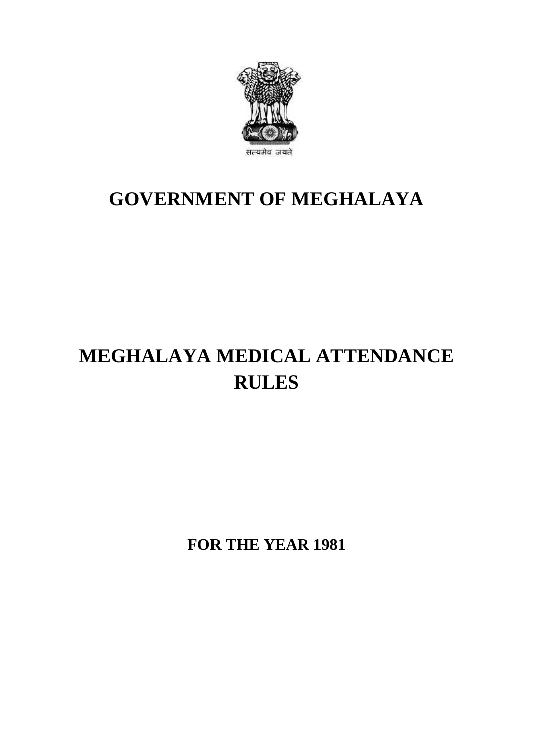सत्यमेव जयते

# GOVERNMENT OF MEGHALAYA

# MEGHALAYA MEDICAL ATTENDANCE RULES

**FOR THE YEAR 1981**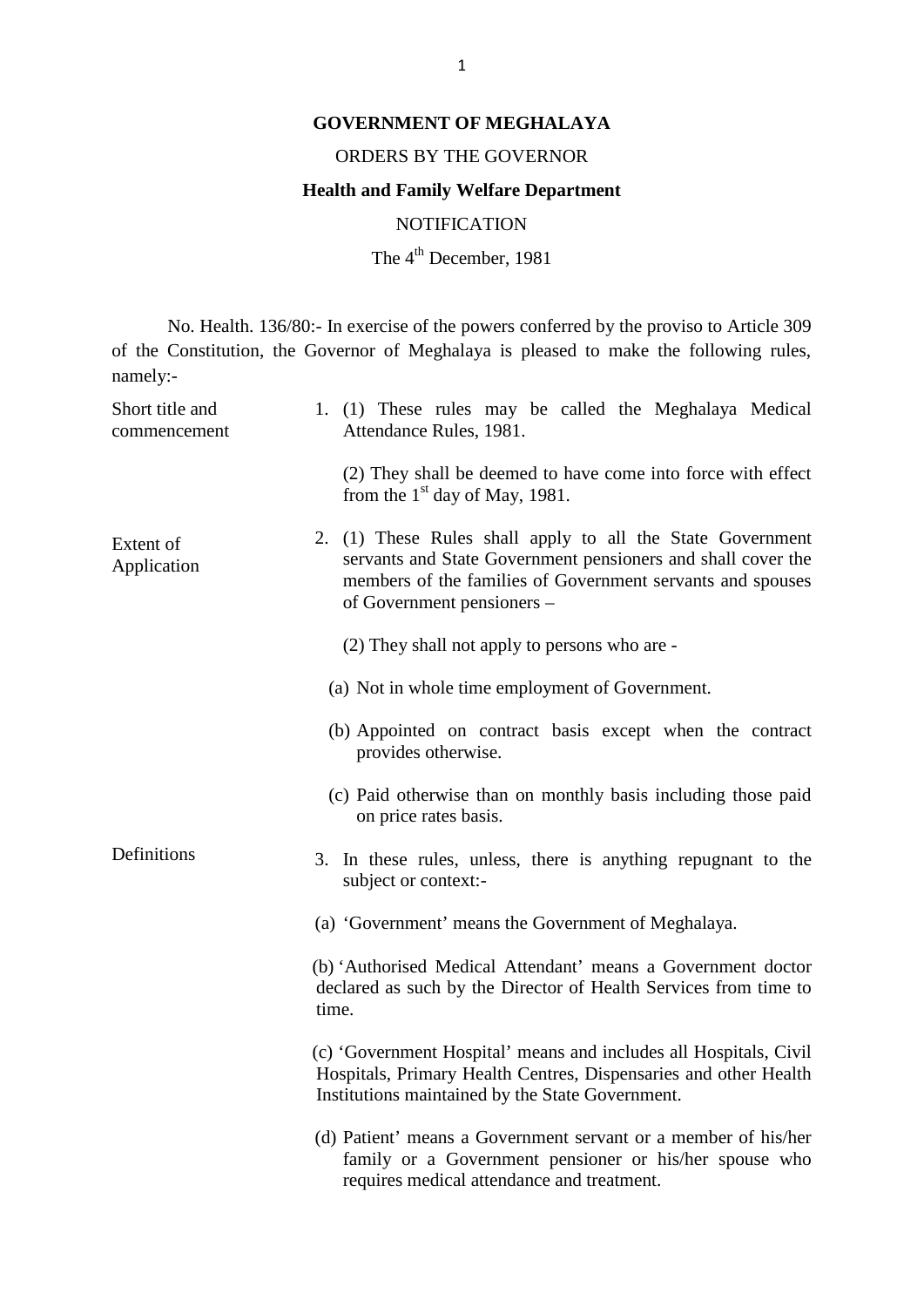**GOVERNMENT OF MEGHALAYA**

ORDERS BY THE GOVERNOR

**Health and Family Welfare Department**

NOTIFICATION

The 4th December, 1981

No. Health. 136/80:- In exercise of the powers conferred by the proviso to Article 309 of the Constitution, the Governor of Meghalaya is pleased to make the following rules, namely:-

Short title and commencement

1. (1) These rules may be called the Meghalaya Medical Attendance Rules, 1981.

   (2) They shall be deemed to have come into force with effect from the 1st day of May, 1981.

Extent of Application

2. (1) These Rules shall apply to all the State Government servants and State Government pensioners and shall cover the members of the families of Government servants and spouses of Government pensioners –

   (2) They shall not apply to persons who are -

   (a) Not in whole time employment of Government.

   (b) Appointed on contract basis except when the contract provides otherwise.

   (c) Paid otherwise than on monthly basis including those paid on price rates basis.

Definitions

3. In these rules, unless, there is anything repugnant to the subject or context:-

   (a) 'Government' means the Government of Meghalaya.

   (b) 'Authorised Medical Attendant' means a Government doctor declared as such by the Director of Health Services from time to time.

   (c) 'Government Hospital' means and includes all Hospitals, Civil Hospitals, Primary Health Centres, Dispensaries and other Health Institutions maintained by the State Government.

   (d) Patient' means a Government servant or a member of his/her family or a Government pensioner or his/her spouse who requires medical attendance and treatment.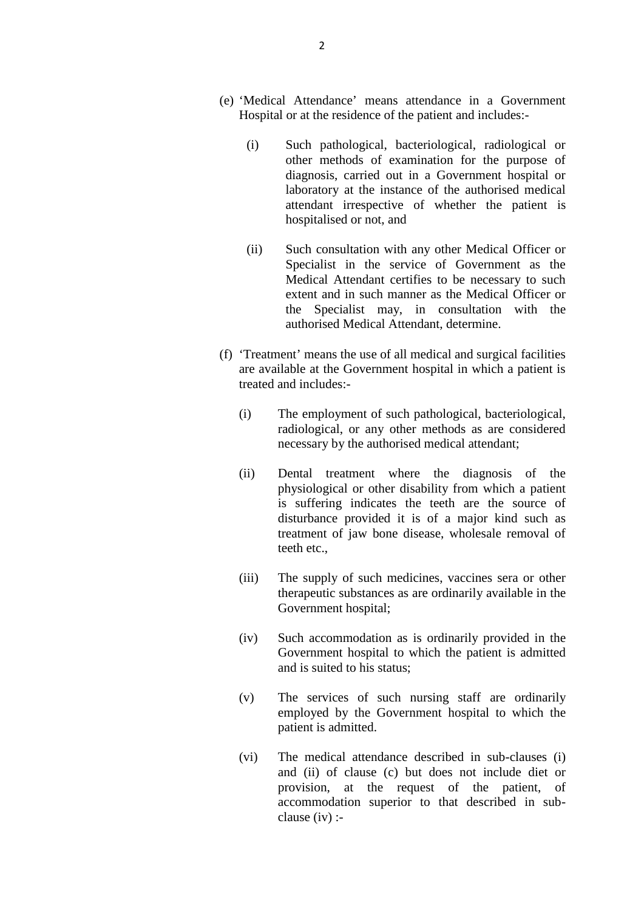(e) 'Medical Attendance' means attendance in a Government Hospital or at the residence of the patient and includes:-

  (i) Such pathological, bacteriological, radiological or other methods of examination for the purpose of diagnosis, carried out in a Government hospital or laboratory at the instance of the authorised medical attendant irrespective of whether the patient is hospitalised or not, and

  (ii) Such consultation with any other Medical Officer or Specialist in the service of Government as the Medical Attendant certifies to be necessary to such extent and in such manner as the Medical Officer or the Specialist may, in consultation with the authorised Medical Attendant, determine.

(f) 'Treatment' means the use of all medical and surgical facilities are available at the Government hospital in which a patient is treated and includes:-

  (i) The employment of such pathological, bacteriological, radiological, or any other methods as are considered necessary by the authorised medical attendant;

  (ii) Dental treatment where the diagnosis of the physiological or other disability from which a patient is suffering indicates the teeth are the source of disturbance provided it is of a major kind such as treatment of jaw bone disease, wholesale removal of teeth etc.,

  (iii) The supply of such medicines, vaccines sera or other therapeutic substances as are ordinarily available in the Government hospital;

  (iv) Such accommodation as is ordinarily provided in the Government hospital to which the patient is admitted and is suited to his status;

  (v) The services of such nursing staff are ordinarily employed by the Government hospital to which the patient is admitted.

  (vi) The medical attendance described in sub-clauses (i) and (ii) of clause (c) but does not include diet or provision, at the request of the patient, of accommodation superior to that described in sub-clause (iv) :-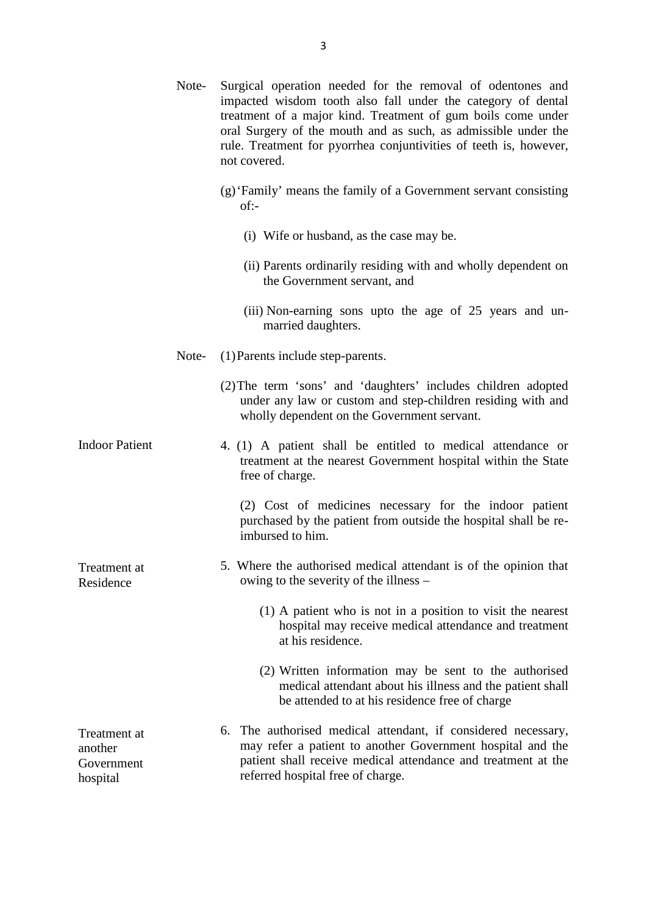Note- Surgical operation needed for the removal of odentones and impacted wisdom tooth also fall under the category of dental treatment of a major kind. Treatment of gum boils come under oral Surgery of the mouth and as such, as admissible under the rule. Treatment for pyorrhea conjuntivities of teeth is, however, not covered.

(g) 'Family' means the family of a Government servant consisting of:-

(i) Wife or husband, as the case may be.

(ii) Parents ordinarily residing with and wholly dependent on the Government servant, and

(iii) Non-earning sons upto the age of 25 years and un-married daughters.

Note- (1) Parents include step-parents.

(2) The term 'sons' and 'daughters' includes children adopted under any law or custom and step-children residing with and wholly dependent on the Government servant.

**Indoor Patient**

4. (1) A patient shall be entitled to medical attendance or treatment at the nearest Government hospital within the State free of charge.

(2) Cost of medicines necessary for the indoor patient purchased by the patient from outside the hospital shall be re-imbursed to him.

**Treatment at Residence**

5. Where the authorised medical attendant is of the opinion that owing to the severity of the illness –

(1) A patient who is not in a position to visit the nearest hospital may receive medical attendance and treatment at his residence.

(2) Written information may be sent to the authorised medical attendant about his illness and the patient shall be attended to at his residence free of charge

**Treatment at another Government hospital**

6. The authorised medical attendant, if considered necessary, may refer a patient to another Government hospital and the patient shall receive medical attendance and treatment at the referred hospital free of charge.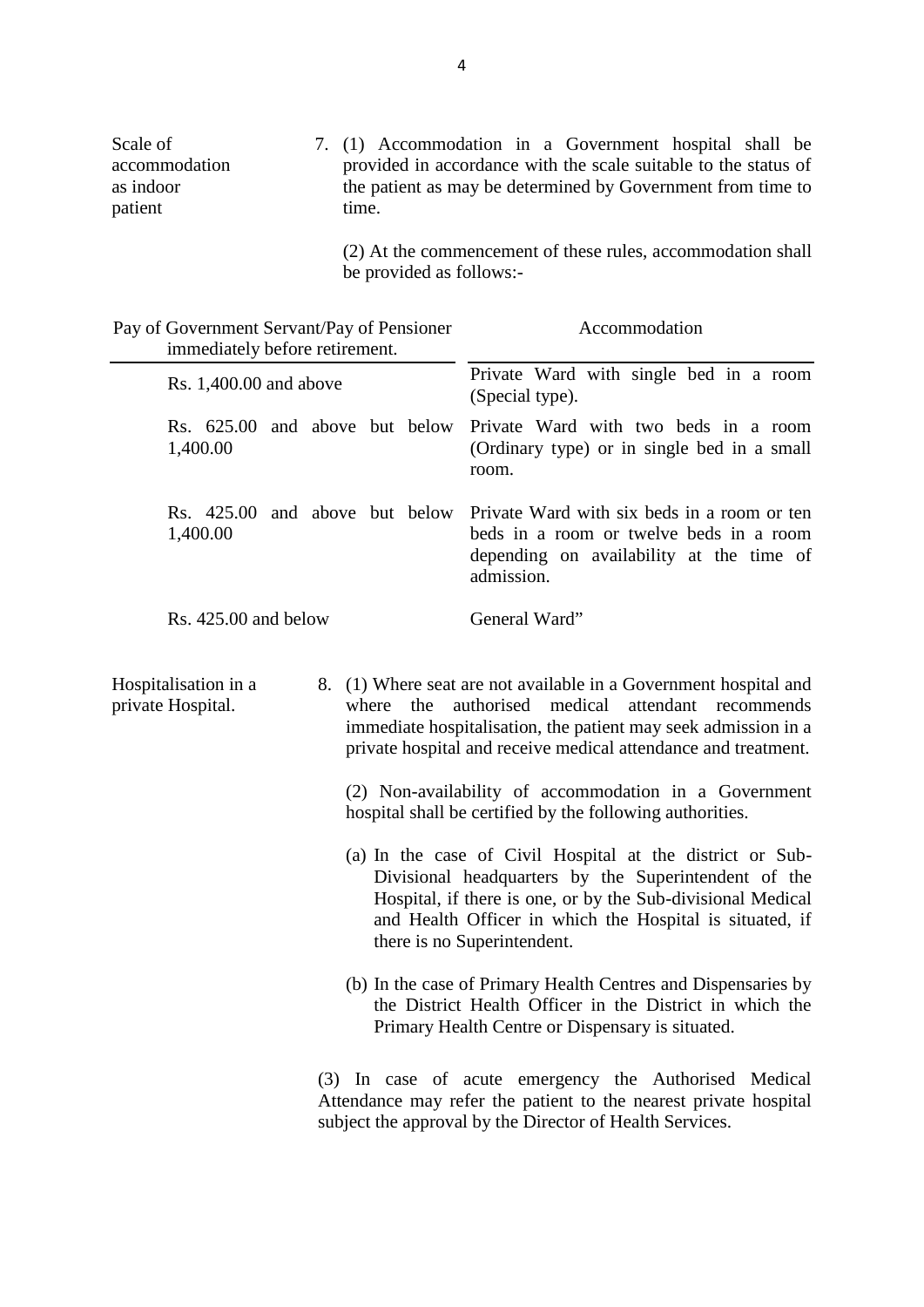**Scale of accommodation as indoor patient**

7. (1) Accommodation in a Government hospital shall be provided in accordance with the scale suitable to the status of the patient as may be determined by Government from time to time.

(2) At the commencement of these rules, accommodation shall be provided as follows:-

| Pay of Government Servant/Pay of Pensioner immediately before retirement. | Accommodation |
|---|---|
| Rs. 1,400.00 and above | Private Ward with single bed in a room (Special type). |
| Rs. 625.00 and above but below 1,400.00 | Private Ward with two beds in a room (Ordinary type) or in single bed in a small room. |
| Rs. 425.00 and above but below 1,400.00 | Private Ward with six beds in a room or ten beds in a room or twelve beds in a room depending on availability at the time of admission. |
| Rs. 425.00 and below | General Ward" |

**Hospitalisation in a private Hospital.**

8. (1) Where seat are not available in a Government hospital and where the authorised medical attendant recommends immediate hospitalisation, the patient may seek admission in a private hospital and receive medical attendance and treatment.

(2) Non-availability of accommodation in a Government hospital shall be certified by the following authorities.

(a) In the case of Civil Hospital at the district or Sub-Divisional headquarters by the Superintendent of the Hospital, if there is one, or by the Sub-divisional Medical and Health Officer in which the Hospital is situated, if there is no Superintendent.

(b) In the case of Primary Health Centres and Dispensaries by the District Health Officer in the District in which the Primary Health Centre or Dispensary is situated.

(3) In case of acute emergency the Authorised Medical Attendance may refer the patient to the nearest private hospital subject the approval by the Director of Health Services.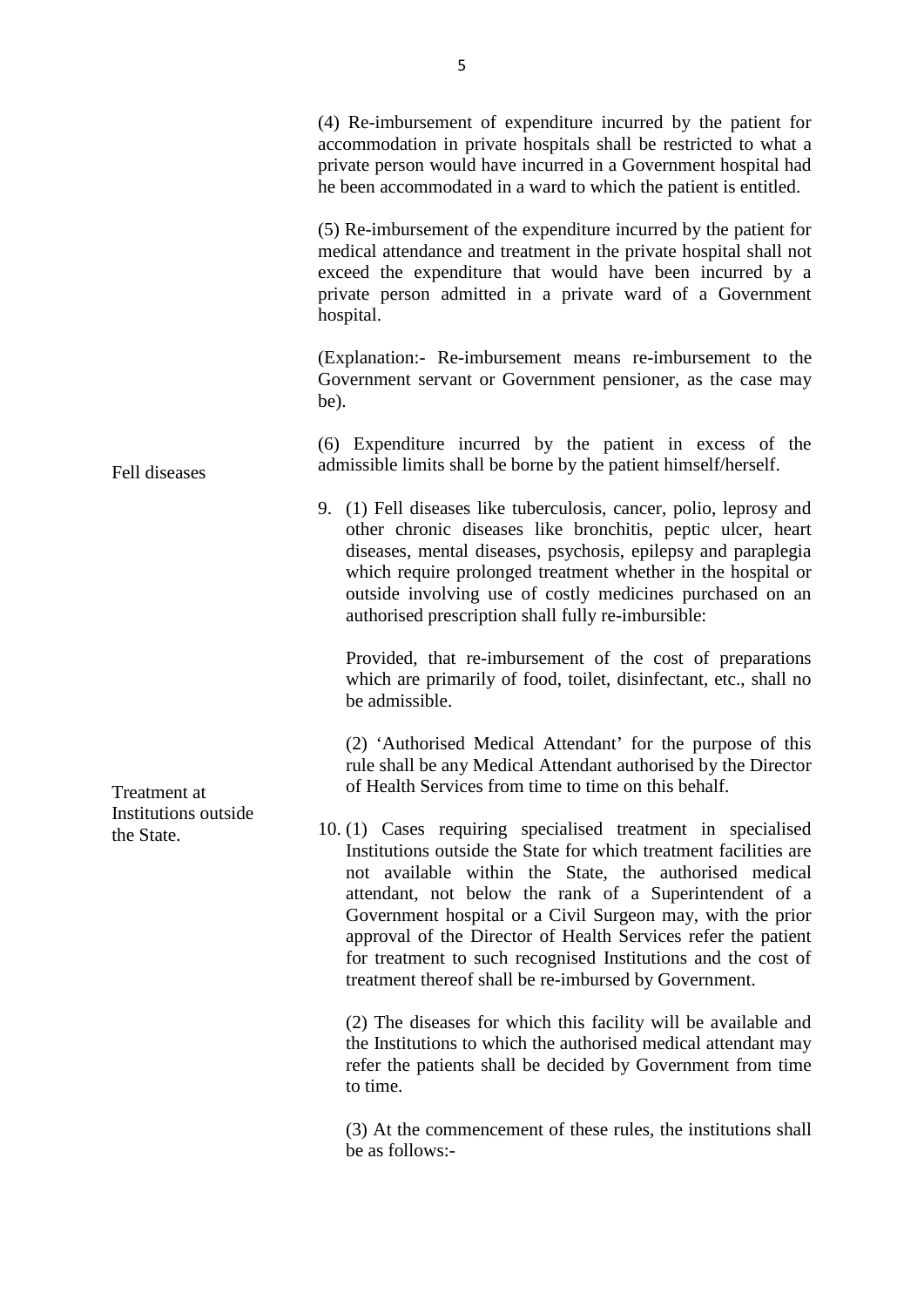(4) Re-imbursement of expenditure incurred by the patient for accommodation in private hospitals shall be restricted to what a private person would have incurred in a Government hospital had he been accommodated in a ward to which the patient is entitled.

(5) Re-imbursement of the expenditure incurred by the patient for medical attendance and treatment in the private hospital shall not exceed the expenditure that would have been incurred by a private person admitted in a private ward of a Government hospital.

(Explanation:- Re-imbursement means re-imbursement to the Government servant or Government pensioner, as the case may be).

(6) Expenditure incurred by the patient in excess of the admissible limits shall be borne by the patient himself/herself.

**Fell diseases**

9. (1) Fell diseases like tuberculosis, cancer, polio, leprosy and other chronic diseases like bronchitis, peptic ulcer, heart diseases, mental diseases, psychosis, epilepsy and paraplegia which require prolonged treatment whether in the hospital or outside involving use of costly medicines purchased on an authorised prescription shall fully re-imbursible:

   Provided, that re-imbursement of the cost of preparations which are primarily of food, toilet, disinfectant, etc., shall no be admissible.

   (2) 'Authorised Medical Attendant' for the purpose of this rule shall be any Medical Attendant authorised by the Director of Health Services from time to time on this behalf.

**Treatment at Institutions outside the State.**

10. (1) Cases requiring specialised treatment in specialised Institutions outside the State for which treatment facilities are not available within the State, the authorised medical attendant, not below the rank of a Superintendent of a Government hospital or a Civil Surgeon may, with the prior approval of the Director of Health Services refer the patient for treatment to such recognised Institutions and the cost of treatment thereof shall be re-imbursed by Government.

   (2) The diseases for which this facility will be available and the Institutions to which the authorised medical attendant may refer the patients shall be decided by Government from time to time.

   (3) At the commencement of these rules, the institutions shall be as follows:-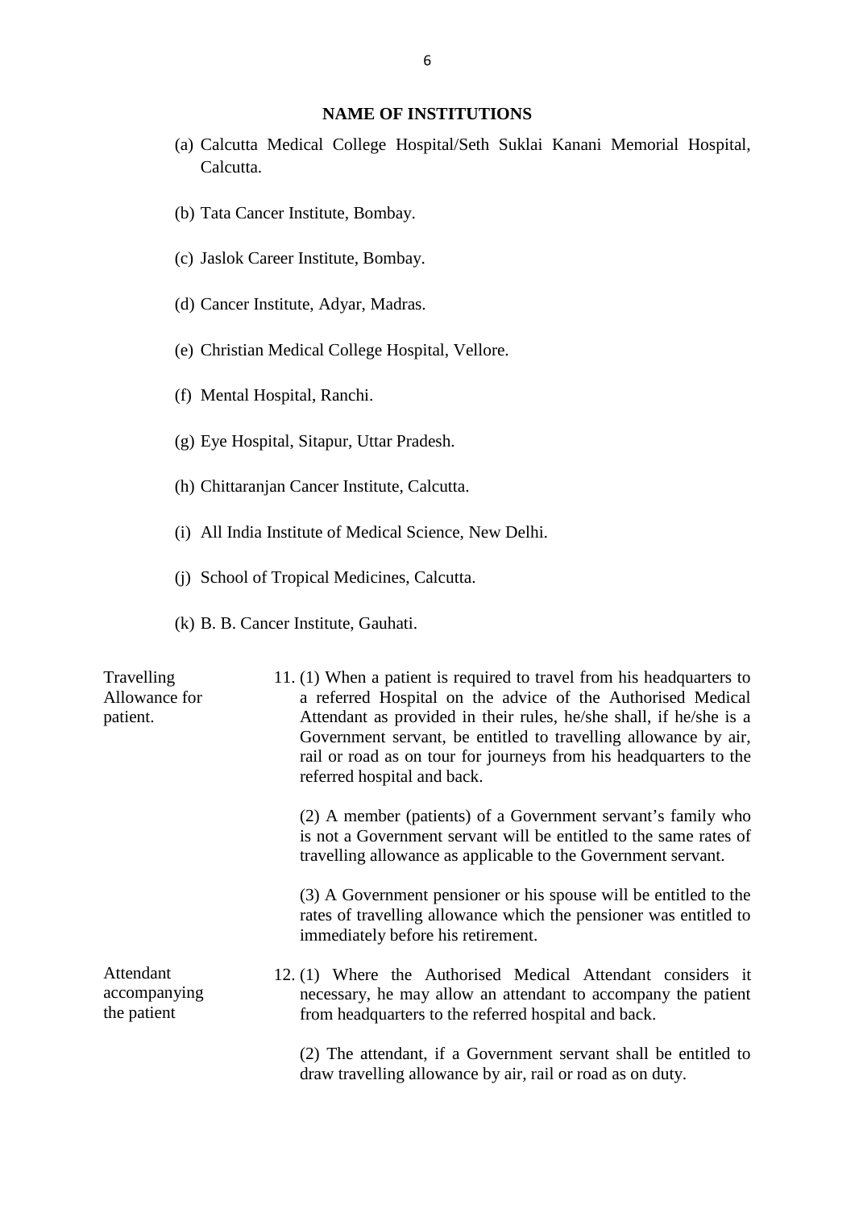## NAME OF INSTITUTIONS

(a) Calcutta Medical College Hospital/Seth Suklai Kanani Memorial Hospital, Calcutta.

(b) Tata Cancer Institute, Bombay.

(c) Jaslok Career Institute, Bombay.

(d) Cancer Institute, Adyar, Madras.

(e) Christian Medical College Hospital, Vellore.

(f) Mental Hospital, Ranchi.

(g) Eye Hospital, Sitapur, Uttar Pradesh.

(h) Chittaranjan Cancer Institute, Calcutta.

(i) All India Institute of Medical Science, New Delhi.

(j) School of Tropical Medicines, Calcutta.

(k) B. B. Cancer Institute, Gauhati.

**Travelling Allowance for patient.**

11. (1) When a patient is required to travel from his headquarters to a referred Hospital on the advice of the Authorised Medical Attendant as provided in their rules, he/she shall, if he/she is a Government servant, be entitled to travelling allowance by air, rail or road as on tour for journeys from his headquarters to the referred hospital and back.

(2) A member (patients) of a Government servant's family who is not a Government servant will be entitled to the same rates of travelling allowance as applicable to the Government servant.

(3) A Government pensioner or his spouse will be entitled to the rates of travelling allowance which the pensioner was entitled to immediately before his retirement.

**Attendant accompanying the patient**

12. (1) Where the Authorised Medical Attendant considers it necessary, he may allow an attendant to accompany the patient from headquarters to the referred hospital and back.

(2) The attendant, if a Government servant shall be entitled to draw travelling allowance by air, rail or road as on duty.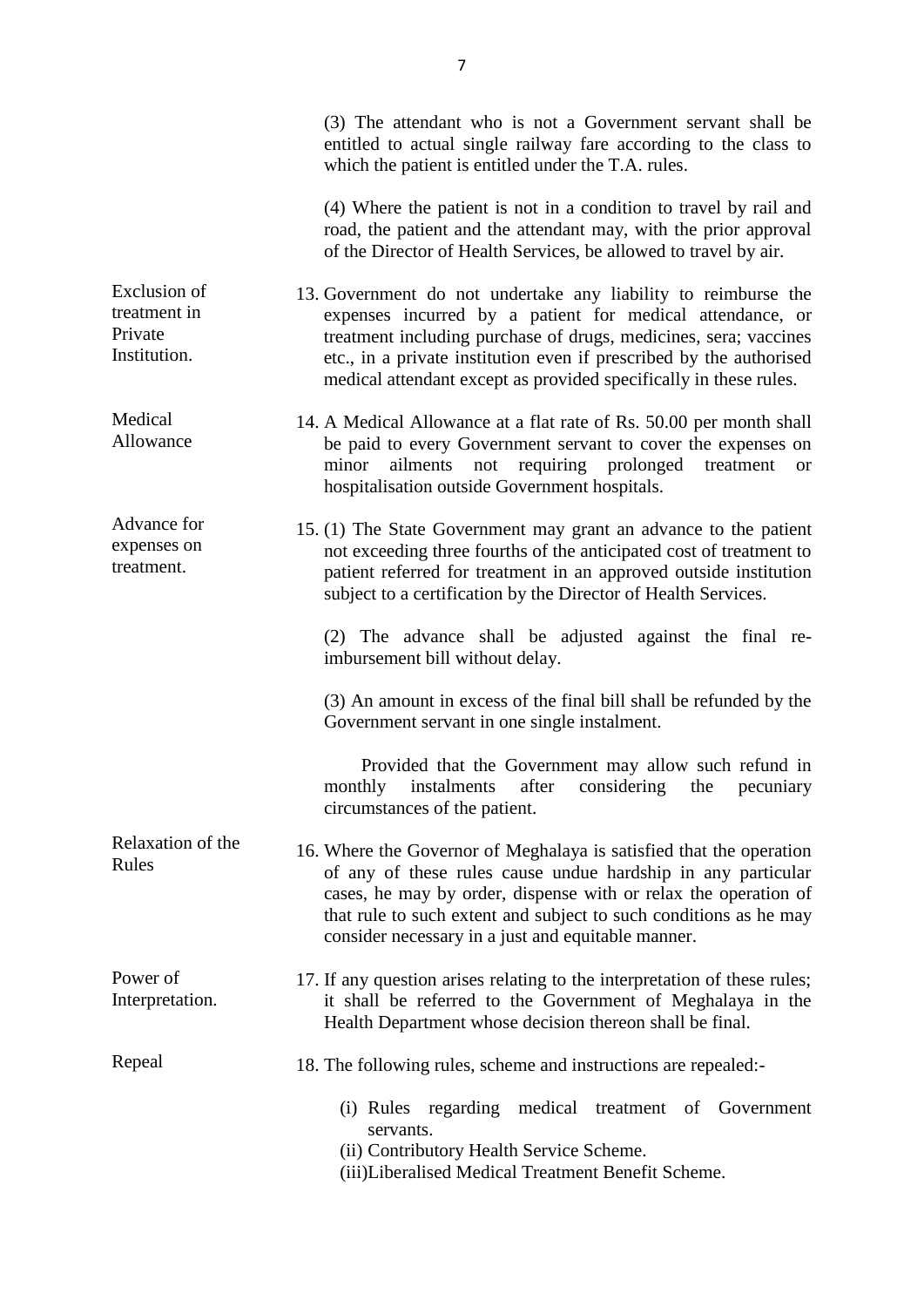(3) The attendant who is not a Government servant shall be entitled to actual single railway fare according to the class to which the patient is entitled under the T.A. rules.

(4) Where the patient is not in a condition to travel by rail and road, the patient and the attendant may, with the prior approval of the Director of Health Services, be allowed to travel by air.

**Exclusion of treatment in Private Institution.**

13. Government do not undertake any liability to reimburse the expenses incurred by a patient for medical attendance, or treatment including purchase of drugs, medicines, sera; vaccines etc., in a private institution even if prescribed by the authorised medical attendant except as provided specifically in these rules.

**Medical Allowance**

14. A Medical Allowance at a flat rate of Rs. 50.00 per month shall be paid to every Government servant to cover the expenses on minor ailments not requiring prolonged treatment or hospitalisation outside Government hospitals.

**Advance for expenses on treatment.**

15. (1) The State Government may grant an advance to the patient not exceeding three fourths of the anticipated cost of treatment to patient referred for treatment in an approved outside institution subject to a certification by the Director of Health Services.

(2) The advance shall be adjusted against the final re-imbursement bill without delay.

(3) An amount in excess of the final bill shall be refunded by the Government servant in one single instalment.

Provided that the Government may allow such refund in monthly instalments after considering the pecuniary circumstances of the patient.

**Relaxation of the Rules**

16. Where the Governor of Meghalaya is satisfied that the operation of any of these rules cause undue hardship in any particular cases, he may by order, dispense with or relax the operation of that rule to such extent and subject to such conditions as he may consider necessary in a just and equitable manner.

**Power of Interpretation.**

17. If any question arises relating to the interpretation of these rules; it shall be referred to the Government of Meghalaya in the Health Department whose decision thereon shall be final.

**Repeal**

18. The following rules, scheme and instructions are repealed:-

(i) Rules regarding medical treatment of Government servants.
(ii) Contributory Health Service Scheme.
(iii) Liberalised Medical Treatment Benefit Scheme.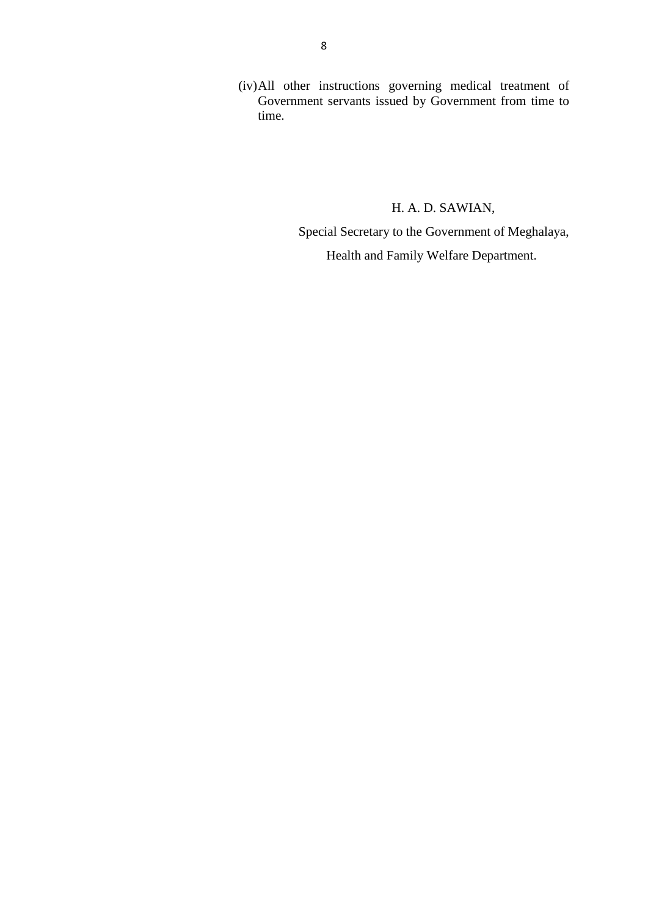(iv) All other instructions governing medical treatment of Government servants issued by Government from time to time.

H. A. D. SAWIAN,

Special Secretary to the Government of Meghalaya,

Health and Family Welfare Department.